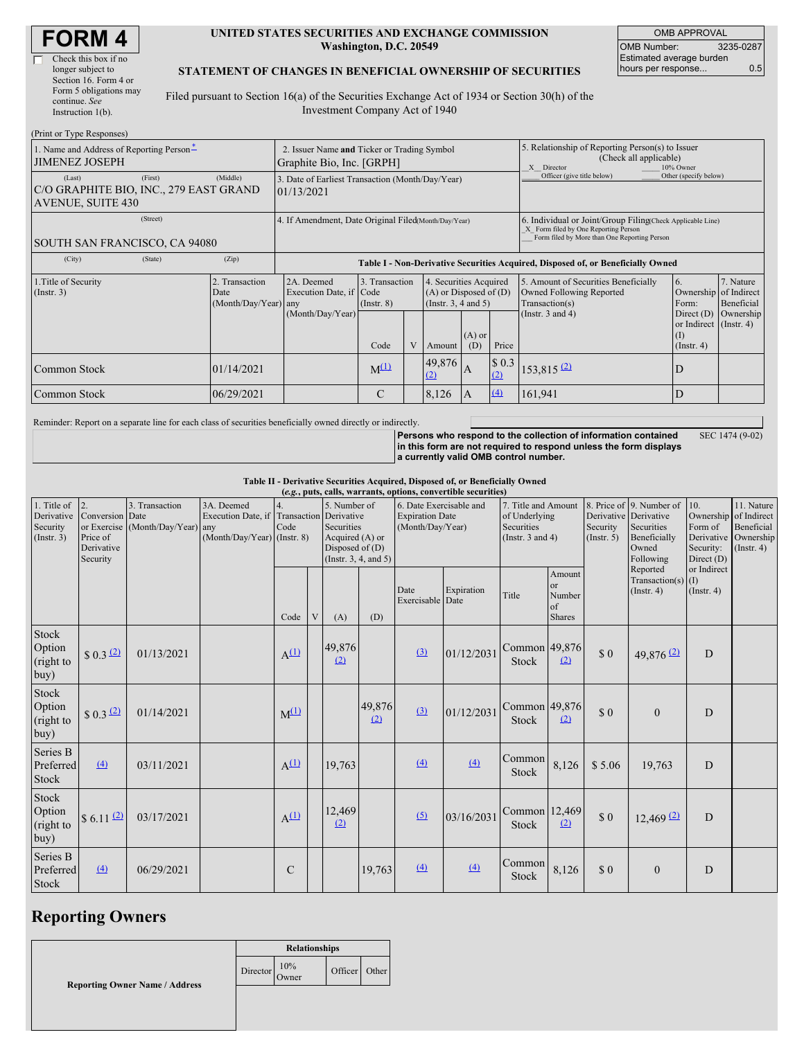# FORM 4

☐ Check this box if no longer subject to Section 16. Form 4 or Form 5 obligations may continue. *See* Instruction 1(b).

**UNITED STATES SECURITIES AND EXCHANGE COMMISSION**
**Washington, D.C. 20549**

**STATEMENT OF CHANGES IN BENEFICIAL OWNERSHIP OF SECURITIES**

Filed pursuant to Section 16(a) of the Securities Exchange Act of 1934 or Section 30(h) of the Investment Company Act of 1940

| OMB APPROVAL | |
|---|---|
| OMB Number: | 3235-0287 |
| Estimated average burden hours per response... | 0.5 |

(Print or Type Responses)

| 1. Name and Address of Reporting Person* | 2. Issuer Name and Ticker or Trading Symbol | 5. Relationship of Reporting Person(s) to Issuer (Check all applicable) |
|---|---|---|
| JIMENEZ JOSEPH | Graphite Bio, Inc. [GRPH] | _X_ Director ___ 10% Owner ___ Officer (give title below) ___ Other (specify below) |
| (Last) (First) (Middle) C/O GRAPHITE BIO, INC., 279 EAST GRAND AVENUE, SUITE 430 | 3. Date of Earliest Transaction (Month/Day/Year) 01/13/2021 | |
| (Street) SOUTH SAN FRANCISCO, CA 94080 | 4. If Amendment, Date Original Filed (Month/Day/Year) | 6. Individual or Joint/Group Filing (Check Applicable Line) _X_ Form filed by One Reporting Person ___ Form filed by More than One Reporting Person |
| (City) (State) (Zip) | | |

**Table I - Non-Derivative Securities Acquired, Disposed of, or Beneficially Owned**

| 1.Title of Security (Instr. 3) | 2. Transaction Date (Month/Day/Year) | 2A. Deemed Execution Date, if any (Month/Day/Year) | 3. Transaction Code (Instr. 8) Code | V | 4. Securities Acquired (A) or Disposed of (D) (Instr. 3, 4 and 5) Amount | (A) or (D) | Price | 5. Amount of Securities Beneficially Owned Following Reported Transaction(s) (Instr. 3 and 4) | 6. Ownership Form: Direct (D) or Indirect (I) (Instr. 4) | 7. Nature of Indirect Beneficial Ownership (Instr. 4) |
|---|---|---|---|---|---|---|---|---|---|---|
| Common Stock | 01/14/2021 | | M (1) | | 49,876 (2) | A | $ 0.3 (2) | 153,815 (2) | D | |
| Common Stock | 06/29/2021 | | C | | 8,126 | A | (4) | 161,941 | D | |

Reminder: Report on a separate line for each class of securities beneficially owned directly or indirectly.

**Persons who respond to the collection of information contained in this form are not required to respond unless the form displays a currently valid OMB control number.** SEC 1474 (9-02)

**Table II - Derivative Securities Acquired, Disposed of, or Beneficially Owned**
**(*e.g.*, puts, calls, warrants, options, convertible securities)**

| 1. Title of Derivative Security (Instr. 3) | 2. Conversion or Exercise Price of Derivative Security | 3. Transaction Date (Month/Day/Year) | 3A. Deemed Execution Date, if any (Month/Day/Year) | 4. Transaction Code (Instr. 8) Code | V | 5. Number of Derivative Securities Acquired (A) or Disposed of (D) (Instr. 3, 4, and 5) (A) | (D) | 6. Date Exercisable and Expiration Date (Month/Day/Year) Date Exercisable | Expiration Date | 7. Title and Amount of Underlying Securities (Instr. 3 and 4) Title | Amount or Number of Shares | 8. Price of Derivative Security (Instr. 5) | 9. Number of Derivative Securities Beneficially Owned Following Reported Transaction(s) (Instr. 4) | 10. Ownership Form of Derivative Security: Direct (D) or Indirect (I) (Instr. 4) | 11. Nature of Indirect Beneficial Ownership (Instr. 4) |
|---|---|---|---|---|---|---|---|---|---|---|---|---|---|---|---|
| Stock Option (right to buy) | $ 0.3 (2) | 01/13/2021 | | A (1) | | 49,876 (2) | | (3) | 01/12/2031 | Common Stock | 49,876 (2) | $ 0 | 49,876 (2) | D | |
| Stock Option (right to buy) | $ 0.3 (2) | 01/14/2021 | | M (1) | | | 49,876 (2) | (3) | 01/12/2031 | Common Stock | 49,876 (2) | $ 0 | 0 | D | |
| Series B Preferred Stock | (4) | 03/11/2021 | | A (1) | | 19,763 | | (4) | (4) | Common Stock | 8,126 | $ 5.06 | 19,763 | D | |
| Stock Option (right to buy) | $ 6.11 (2) | 03/17/2021 | | A (1) | | 12,469 (2) | | (5) | 03/16/2031 | Common Stock | 12,469 (2) | $ 0 | 12,469 (2) | D | |
| Series B Preferred Stock | (4) | 06/29/2021 | | C | | | 19,763 | (4) | (4) | Common Stock | 8,126 | $ 0 | 0 | D | |

## Reporting Owners

| Reporting Owner Name / Address | Relationships | | | |
|---|---|---|---|---|
| | Director | 10% Owner | Officer | Other |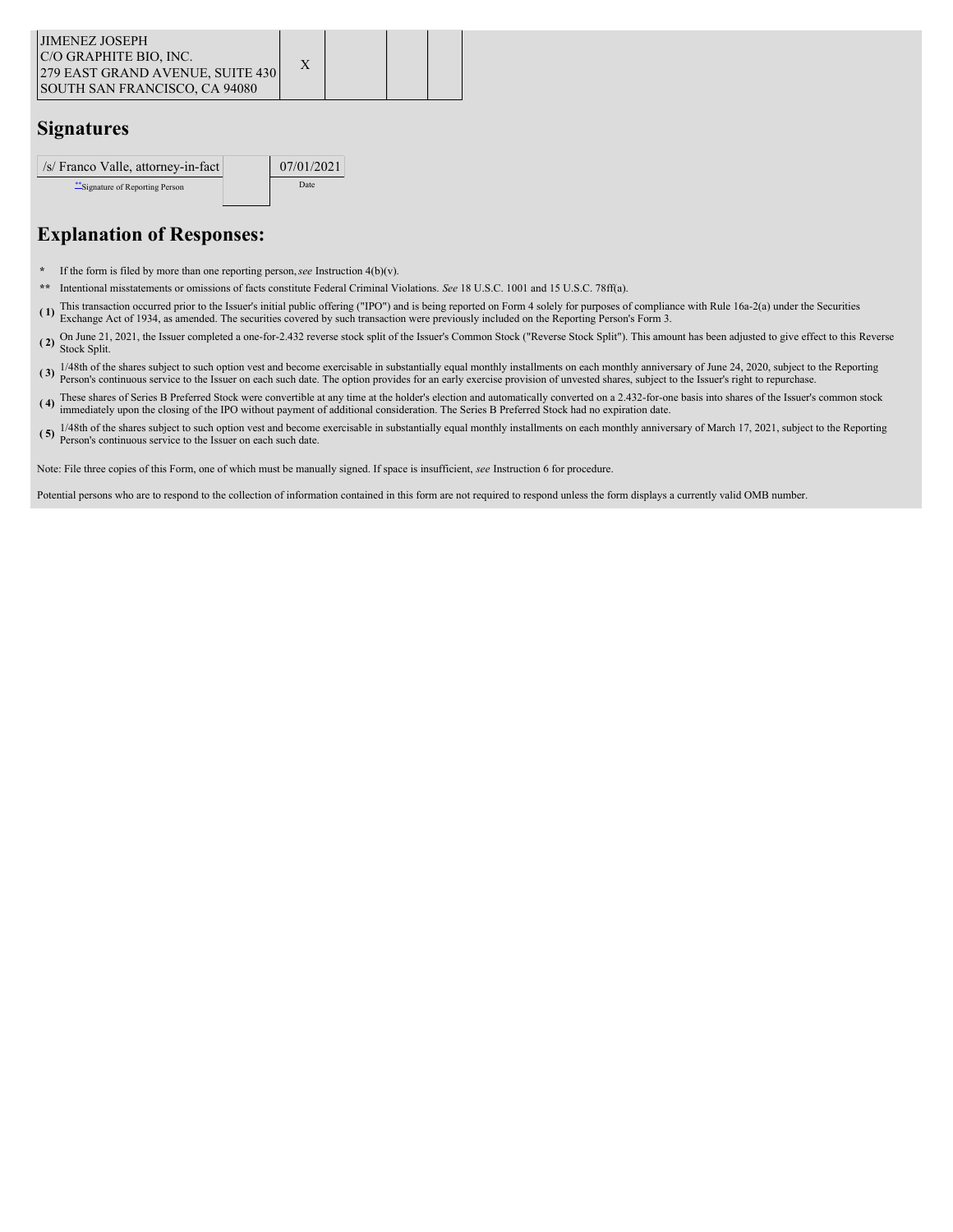| | | | | |
|---|---|---|---|---|
| JIMENEZ JOSEPH<br>C/O GRAPHITE BIO, INC.<br>279 EAST GRAND AVENUE, SUITE 430<br>SOUTH SAN FRANCISCO, CA 94080 | X | | | |

## Signatures

| /s/ Franco Valle, attorney-in-fact | | 07/01/2021 |
|---|---|---|
| ** Signature of Reporting Person | | Date |

## Explanation of Responses:

- \* If the form is filed by more than one reporting person, *see* Instruction 4(b)(v).
- \*\* Intentional misstatements or omissions of facts constitute Federal Criminal Violations. *See* 18 U.S.C. 1001 and 15 U.S.C. 78ff(a).
- (1) This transaction occurred prior to the Issuer's initial public offering ("IPO") and is being reported on Form 4 solely for purposes of compliance with Rule 16a-2(a) under the Securities Exchange Act of 1934, as amended. The securities covered by such transaction were previously included on the Reporting Person's Form 3.
- (2) On June 21, 2021, the Issuer completed a one-for-2.432 reverse stock split of the Issuer's Common Stock ("Reverse Stock Split"). This amount has been adjusted to give effect to this Reverse Stock Split.
- (3) 1/48th of the shares subject to such option vest and become exercisable in substantially equal monthly installments on each monthly anniversary of June 24, 2020, subject to the Reporting Person's continuous service to the Issuer on each such date. The option provides for an early exercise provision of unvested shares, subject to the Issuer's right to repurchase.
- (4) These shares of Series B Preferred Stock were convertible at any time at the holder's election and automatically converted on a 2.432-for-one basis into shares of the Issuer's common stock immediately upon the closing of the IPO without payment of additional consideration. The Series B Preferred Stock had no expiration date.
- (5) 1/48th of the shares subject to such option vest and become exercisable in substantially equal monthly installments on each monthly anniversary of March 17, 2021, subject to the Reporting Person's continuous service to the Issuer on each such date.

Note: File three copies of this Form, one of which must be manually signed. If space is insufficient, *see* Instruction 6 for procedure.

Potential persons who are to respond to the collection of information contained in this form are not required to respond unless the form displays a currently valid OMB number.